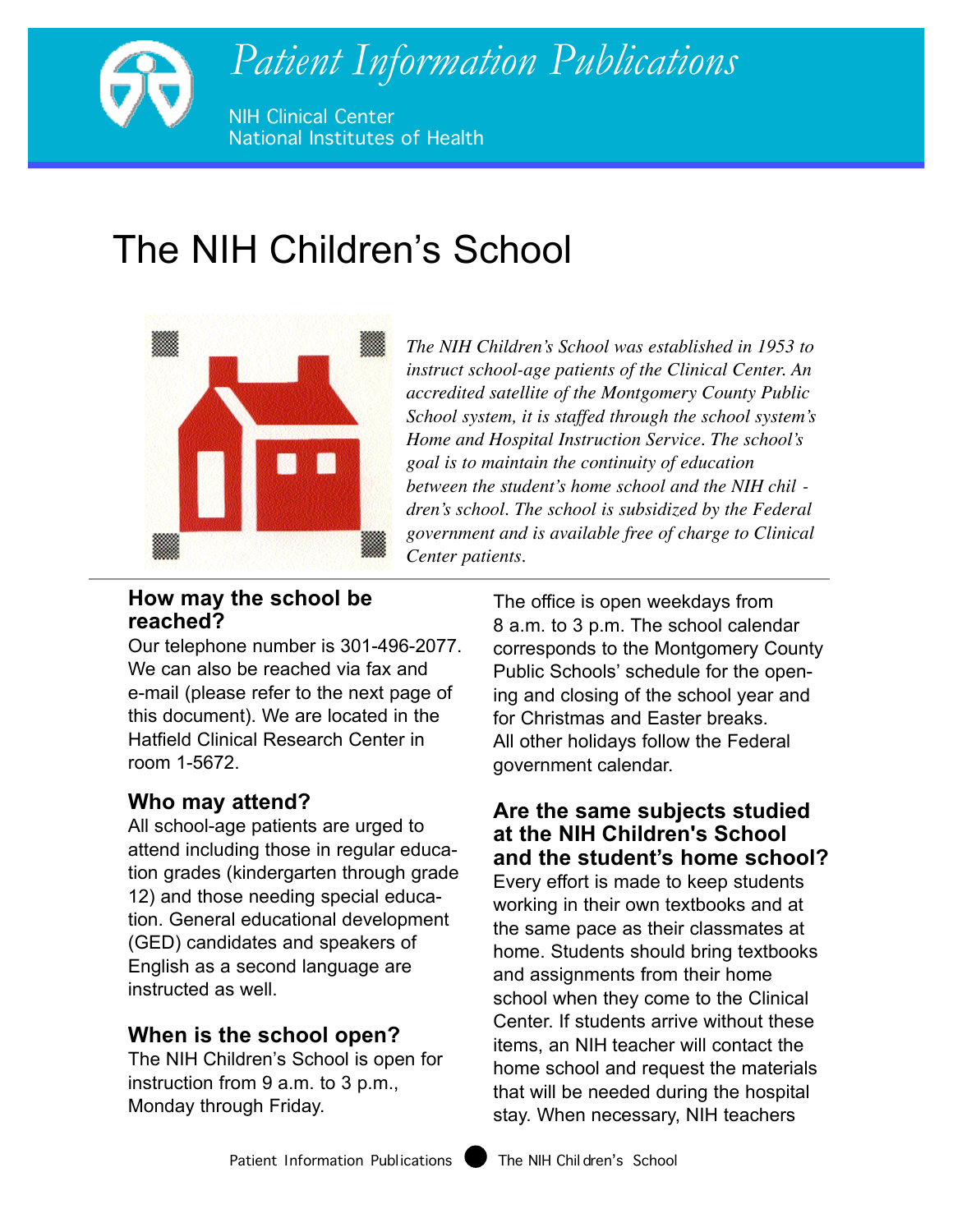Patient Information Publications

NIH Clinical Center
National Institutes of Health

# The NIH Children's School

*The NIH Children's School was established in 1953 to instruct school-age patients of the Clinical Center. An accredited satellite of the Montgomery County Public School system, it is staffed through the school system's Home and Hospital Instruction Service. The school's goal is to maintain the continuity of education between the student's home school and the NIH children's school. The school is subsidized by the Federal government and is available free of charge to Clinical Center patients.*

## How may the school be reached?

Our telephone number is 301-496-2077. We can also be reached via fax and e-mail (please refer to the next page of this document). We are located in the Hatfield Clinical Research Center in room 1-5672.

## Who may attend?

All school-age patients are urged to attend including those in regular education grades (kindergarten through grade 12) and those needing special education. General educational development (GED) candidates and speakers of English as a second language are instructed as well.

## When is the school open?

The NIH Children's School is open for instruction from 9 a.m. to 3 p.m., Monday through Friday.

The office is open weekdays from 8 a.m. to 3 p.m. The school calendar corresponds to the Montgomery County Public Schools' schedule for the opening and closing of the school year and for Christmas and Easter breaks. All other holidays follow the Federal government calendar.

## Are the same subjects studied at the NIH Children's School and the student's home school?

Every effort is made to keep students working in their own textbooks and at the same pace as their classmates at home. Students should bring textbooks and assignments from their home school when they come to the Clinical Center. If students arrive without these items, an NIH teacher will contact the home school and request the materials that will be needed during the hospital stay. When necessary, NIH teachers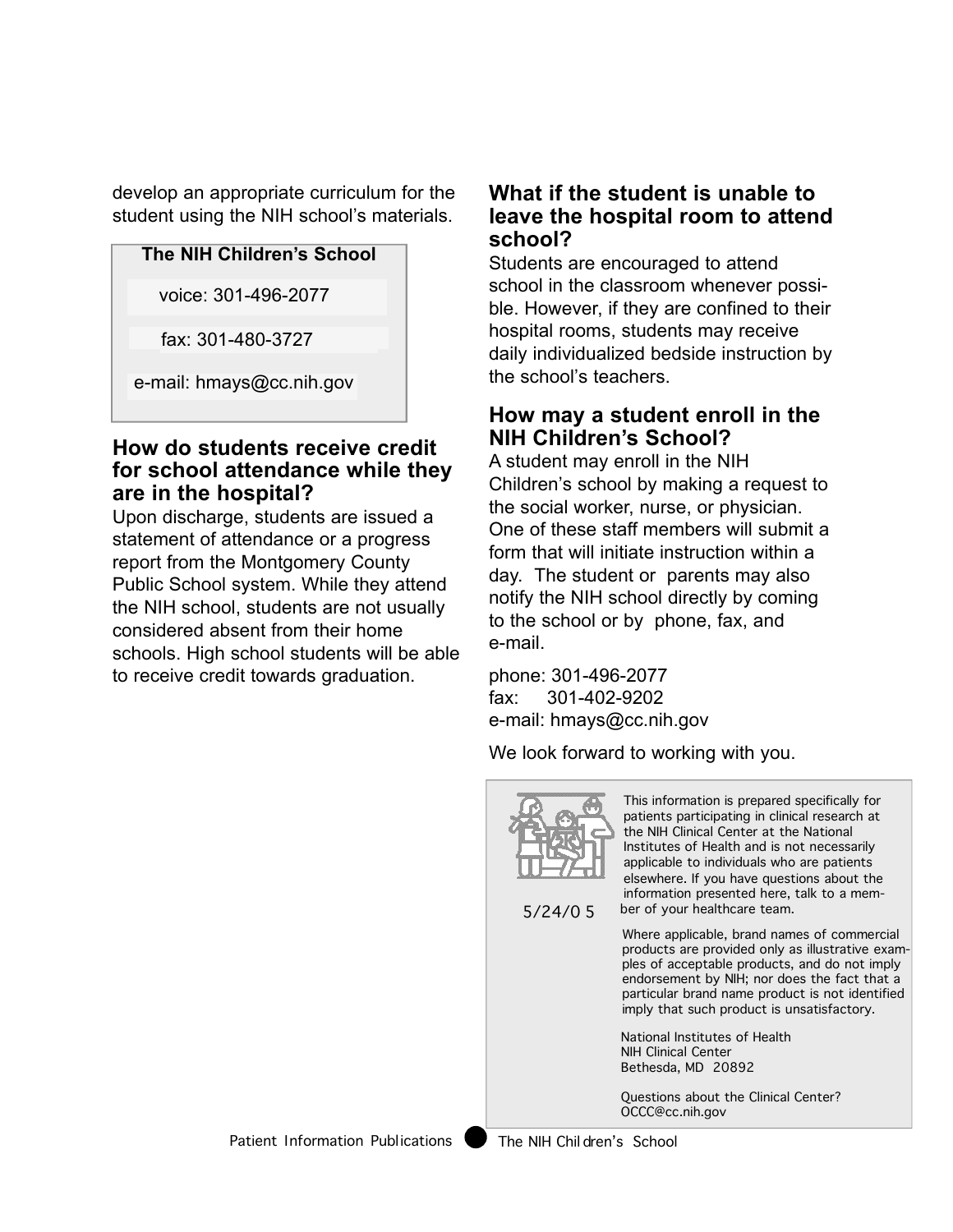develop an appropriate curriculum for the student using the NIH school's materials.

**The NIH Children's School**

voice: 301-496-2077

fax: 301-480-3727

e-mail: hmays@cc.nih.gov

## How do students receive credit for school attendance while they are in the hospital?

Upon discharge, students are issued a statement of attendance or a progress report from the Montgomery County Public School system. While they attend the NIH school, students are not usually considered absent from their home schools. High school students will be able to receive credit towards graduation.

## What if the student is unable to leave the hospital room to attend school?

Students are encouraged to attend school in the classroom whenever possible. However, if they are confined to their hospital rooms, students may receive daily individualized bedside instruction by the school's teachers.

## How may a student enroll in the NIH Children's School?

A student may enroll in the NIH Children's school by making a request to the social worker, nurse, or physician. One of these staff members will submit a form that will initiate instruction within a day. The student or parents may also notify the NIH school directly by coming to the school or by phone, fax, and e-mail.

phone: 301-496-2077
fax: 301-402-9202
e-mail: hmays@cc.nih.gov

We look forward to working with you.

5/24/05

This information is prepared specifically for patients participating in clinical research at the NIH Clinical Center at the National Institutes of Health and is not necessarily applicable to individuals who are patients elsewhere. If you have questions about the information presented here, talk to a member of your healthcare team.

Where applicable, brand names of commercial products are provided only as illustrative examples of acceptable products, and do not imply endorsement by NIH; nor does the fact that a particular brand name product is not identified imply that such product is unsatisfactory.

National Institutes of Health
NIH Clinical Center
Bethesda, MD 20892

Questions about the Clinical Center?
OCCC@cc.nih.gov